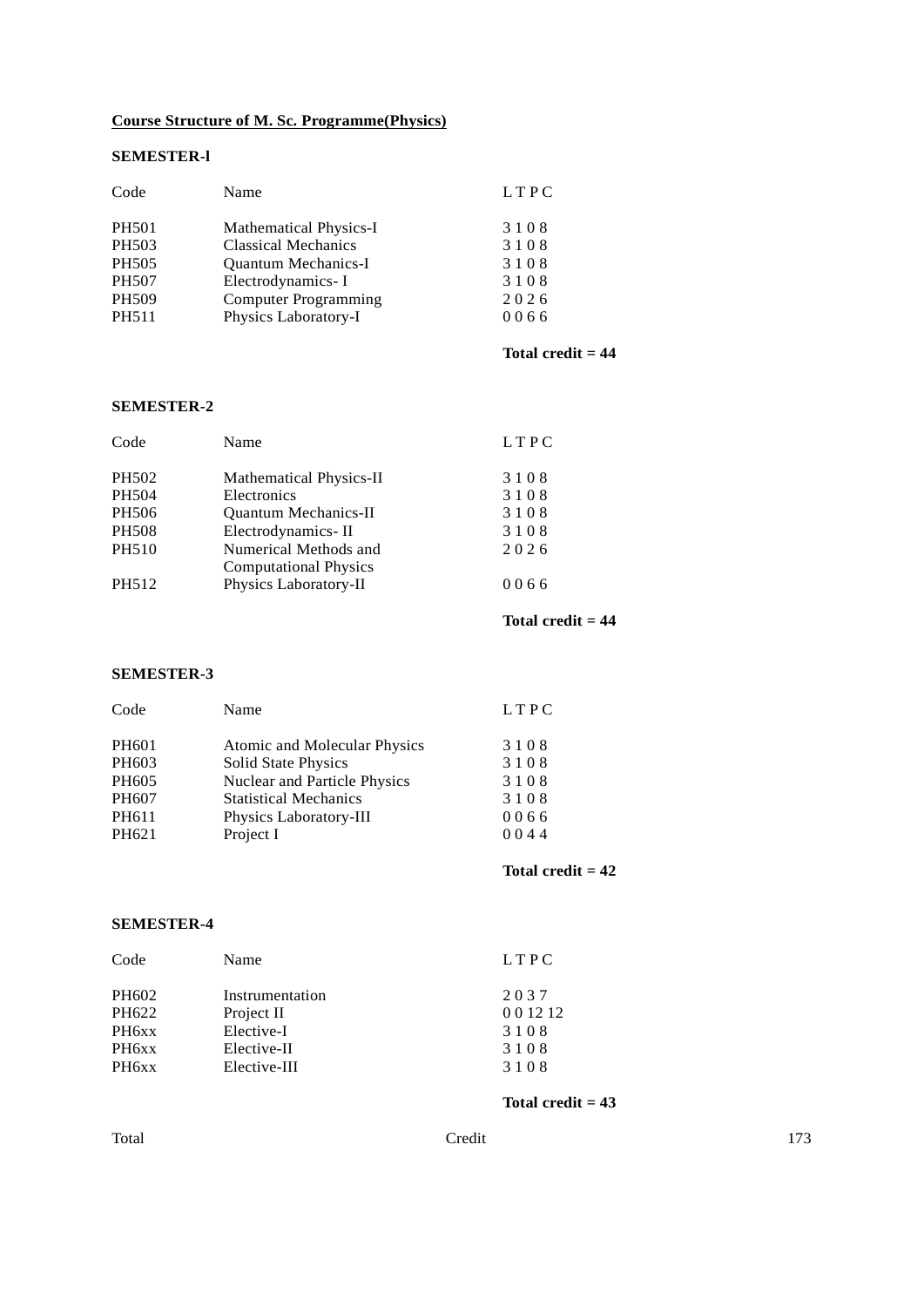**Course Structure of M. Sc. Programme(Physics)**

**SEMESTER-l**

| Code | Name | L T P C |
|---|---|---|
| PH501 | Mathematical Physics-I | 3 1 0 8 |
| PH503 | Classical Mechanics | 3 1 0 8 |
| PH505 | Quantum Mechanics-I | 3 1 0 8 |
| PH507 | Electrodynamics- I | 3 1 0 8 |
| PH509 | Computer Programming | 2 0 2 6 |
| PH511 | Physics Laboratory-I | 0 0 6 6 |

**Total credit = 44**

**SEMESTER-2**

| Code | Name | L T P C |
|---|---|---|
| PH502 | Mathematical Physics-II | 3 1 0 8 |
| PH504 | Electronics | 3 1 0 8 |
| PH506 | Quantum Mechanics-II | 3 1 0 8 |
| PH508 | Electrodynamics- II | 3 1 0 8 |
| PH510 | Numerical Methods and Computational Physics | 2 0 2 6 |
| PH512 | Physics Laboratory-II | 0 0 6 6 |

**Total credit = 44**

**SEMESTER-3**

| Code | Name | L T P C |
|---|---|---|
| PH601 | Atomic and Molecular Physics | 3 1 0 8 |
| PH603 | Solid State Physics | 3 1 0 8 |
| PH605 | Nuclear and Particle Physics | 3 1 0 8 |
| PH607 | Statistical Mechanics | 3 1 0 8 |
| PH611 | Physics Laboratory-III | 0 0 6 6 |
| PH621 | Project I | 0 0 4 4 |

**Total credit = 42**

**SEMESTER-4**

| Code | Name | L T P C |
|---|---|---|
| PH602 | Instrumentation | 2 0 3 7 |
| PH622 | Project II | 0 0 12 12 |
| PH6xx | Elective-I | 3 1 0 8 |
| PH6xx | Elective-II | 3 1 0 8 |
| PH6xx | Elective-III | 3 1 0 8 |

**Total credit = 43**

Total Credit 173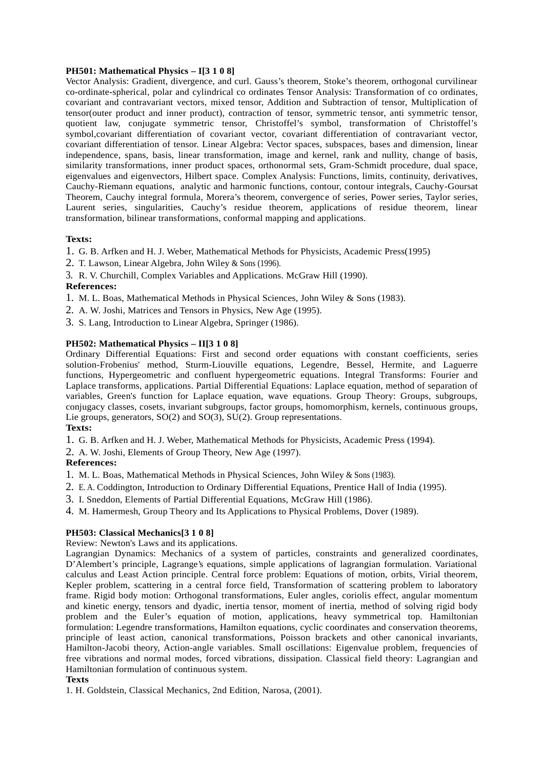**PH501: Mathematical Physics – I[3 1 0 8]**

Vector Analysis: Gradient, divergence, and curl. Gauss's theorem, Stoke's theorem, orthogonal curvilinear co-ordinate-spherical, polar and cylindrical co ordinates Tensor Analysis: Transformation of co ordinates, covariant and contravariant vectors, mixed tensor, Addition and Subtraction of tensor, Multiplication of tensor(outer product and inner product), contraction of tensor, symmetric tensor, anti symmetric tensor, quotient law, conjugate symmetric tensor, Christoffel's symbol, transformation of Christoffel's symbol,covariant differentiation of covariant vector, covariant differentiation of contravariant vector, covariant differentiation of tensor. Linear Algebra: Vector spaces, subspaces, bases and dimension, linear independence, spans, basis, linear transformation, image and kernel, rank and nullity, change of basis, similarity transformations, inner product spaces, orthonormal sets, Gram-Schmidt procedure, dual space, eigenvalues and eigenvectors, Hilbert space. Complex Analysis: Functions, limits, continuity, derivatives, Cauchy-Riemann equations, analytic and harmonic functions, contour, contour integrals, Cauchy-Goursat Theorem, Cauchy integral formula, Morera's theorem, convergence of series, Power series, Taylor series, Laurent series, singularities, Cauchy's residue theorem, applications of residue theorem, linear transformation, bilinear transformations, conformal mapping and applications.

**Texts:**

1. G. B. Arfken and H. J. Weber, Mathematical Methods for Physicists, Academic Press(1995)
2. T. Lawson, Linear Algebra, John Wiley & Sons (1996).
3. R. V. Churchill, Complex Variables and Applications. McGraw Hill (1990).

**References:**

1. M. L. Boas, Mathematical Methods in Physical Sciences, John Wiley & Sons (1983).
2. A. W. Joshi, Matrices and Tensors in Physics, New Age (1995).
3. S. Lang, Introduction to Linear Algebra, Springer (1986).

**PH502: Mathematical Physics – II[3 1 0 8]**

Ordinary Differential Equations: First and second order equations with constant coefficients, series solution-Frobenius' method, Sturm-Liouville equations, Legendre, Bessel, Hermite, and Laguerre functions, Hypergeometric and confluent hypergeometric equations. Integral Transforms: Fourier and Laplace transforms, applications. Partial Differential Equations: Laplace equation, method of separation of variables, Green's function for Laplace equation, wave equations. Group Theory: Groups, subgroups, conjugacy classes, cosets, invariant subgroups, factor groups, homomorphism, kernels, continuous groups, Lie groups, generators, SO(2) and SO(3), SU(2). Group representations.

**Texts:**

1. G. B. Arfken and H. J. Weber, Mathematical Methods for Physicists, Academic Press (1994).
2. A. W. Joshi, Elements of Group Theory, New Age (1997).

**References:**

1. M. L. Boas, Mathematical Methods in Physical Sciences, John Wiley & Sons (1983).
2. E. A. Coddington, Introduction to Ordinary Differential Equations, Prentice Hall of India (1995).
3. I. Sneddon, Elements of Partial Differential Equations, McGraw Hill (1986).
4. M. Hamermesh, Group Theory and Its Applications to Physical Problems, Dover (1989).

**PH503: Classical Mechanics[3 1 0 8]**

Review: Newton's Laws and its applications.

Lagrangian Dynamics: Mechanics of a system of particles, constraints and generalized coordinates, D'Alembert's principle, Lagrange's equations, simple applications of lagrangian formulation. Variational calculus and Least Action principle. Central force problem: Equations of motion, orbits, Virial theorem, Kepler problem, scattering in a central force field, Transformation of scattering problem to laboratory frame. Rigid body motion: Orthogonal transformations, Euler angles, coriolis effect, angular momentum and kinetic energy, tensors and dyadic, inertia tensor, moment of inertia, method of solving rigid body problem and the Euler's equation of motion, applications, heavy symmetrical top. Hamiltonian formulation: Legendre transformations, Hamilton equations, cyclic coordinates and conservation theorems, principle of least action, canonical transformations, Poisson brackets and other canonical invariants, Hamilton-Jacobi theory, Action-angle variables. Small oscillations: Eigenvalue problem, frequencies of free vibrations and normal modes, forced vibrations, dissipation. Classical field theory: Lagrangian and Hamiltonian formulation of continuous system.

**Texts**

1. H. Goldstein, Classical Mechanics, 2nd Edition, Narosa, (2001).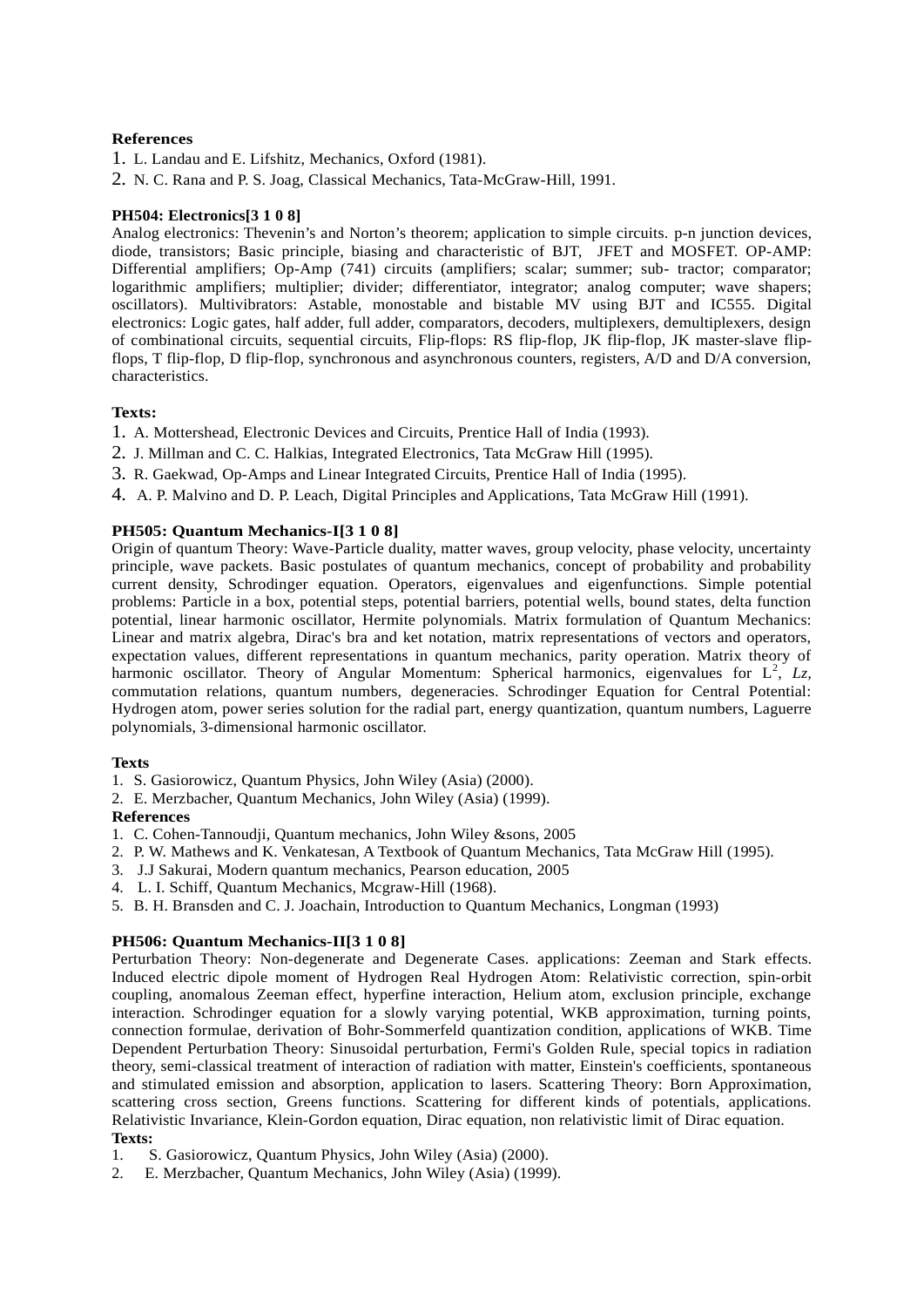**References**

1. L. Landau and E. Lifshitz, Mechanics, Oxford (1981).
2. N. C. Rana and P. S. Joag, Classical Mechanics, Tata-McGraw-Hill, 1991.

**PH504: Electronics[3 1 0 8]**

Analog electronics: Thevenin's and Norton's theorem; application to simple circuits. p-n junction devices, diode, transistors; Basic principle, biasing and characteristic of BJT, JFET and MOSFET. OP-AMP: Differential amplifiers; Op-Amp (741) circuits (amplifiers; scalar; summer; sub- tractor; comparator; logarithmic amplifiers; multiplier; divider; differentiator, integrator; analog computer; wave shapers; oscillators). Multivibrators: Astable, monostable and bistable MV using BJT and IC555. Digital electronics: Logic gates, half adder, full adder, comparators, decoders, multiplexers, demultiplexers, design of combinational circuits, sequential circuits, Flip-flops: RS flip-flop, JK flip-flop, JK master-slave flip-flops, T flip-flop, D flip-flop, synchronous and asynchronous counters, registers, A/D and D/A conversion, characteristics.

**Texts:**

1. A. Mottershead, Electronic Devices and Circuits, Prentice Hall of India (1993).
2. J. Millman and C. C. Halkias, Integrated Electronics, Tata McGraw Hill (1995).
3. R. Gaekwad, Op-Amps and Linear Integrated Circuits, Prentice Hall of India (1995).
4. A. P. Malvino and D. P. Leach, Digital Principles and Applications, Tata McGraw Hill (1991).

**PH505: Quantum Mechanics-I[3 1 0 8]**

Origin of quantum Theory: Wave-Particle duality, matter waves, group velocity, phase velocity, uncertainty principle, wave packets. Basic postulates of quantum mechanics, concept of probability and probability current density, Schrodinger equation. Operators, eigenvalues and eigenfunctions. Simple potential problems: Particle in a box, potential steps, potential barriers, potential wells, bound states, delta function potential, linear harmonic oscillator, Hermite polynomials. Matrix formulation of Quantum Mechanics: Linear and matrix algebra, Dirac's bra and ket notation, matrix representations of vectors and operators, expectation values, different representations in quantum mechanics, parity operation. Matrix theory of harmonic oscillator. Theory of Angular Momentum: Spherical harmonics, eigenvalues for $L^2$, $L_z$, commutation relations, quantum numbers, degeneracies. Schrodinger Equation for Central Potential: Hydrogen atom, power series solution for the radial part, energy quantization, quantum numbers, Laguerre polynomials, 3-dimensional harmonic oscillator.

**Texts**

1. S. Gasiorowicz, Quantum Physics, John Wiley (Asia) (2000).
2. E. Merzbacher, Quantum Mechanics, John Wiley (Asia) (1999).

**References**

1. C. Cohen-Tannoudji, Quantum mechanics, John Wiley &sons, 2005
2. P. W. Mathews and K. Venkatesan, A Textbook of Quantum Mechanics, Tata McGraw Hill (1995).
3. J.J Sakurai, Modern quantum mechanics, Pearson education, 2005
4. L. I. Schiff, Quantum Mechanics, Mcgraw-Hill (1968).
5. B. H. Bransden and C. J. Joachain, Introduction to Quantum Mechanics, Longman (1993)

**PH506: Quantum Mechanics-II[3 1 0 8]**

Perturbation Theory: Non-degenerate and Degenerate Cases. applications: Zeeman and Stark effects. Induced electric dipole moment of Hydrogen Real Hydrogen Atom: Relativistic correction, spin-orbit coupling, anomalous Zeeman effect, hyperfine interaction, Helium atom, exclusion principle, exchange interaction. Schrodinger equation for a slowly varying potential, WKB approximation, turning points, connection formulae, derivation of Bohr-Sommerfeld quantization condition, applications of WKB. Time Dependent Perturbation Theory: Sinusoidal perturbation, Fermi's Golden Rule, special topics in radiation theory, semi-classical treatment of interaction of radiation with matter, Einstein's coefficients, spontaneous and stimulated emission and absorption, application to lasers. Scattering Theory: Born Approximation, scattering cross section, Greens functions. Scattering for different kinds of potentials, applications. Relativistic Invariance, Klein-Gordon equation, Dirac equation, non relativistic limit of Dirac equation.

**Texts:**

1. S. Gasiorowicz, Quantum Physics, John Wiley (Asia) (2000).
2. E. Merzbacher, Quantum Mechanics, John Wiley (Asia) (1999).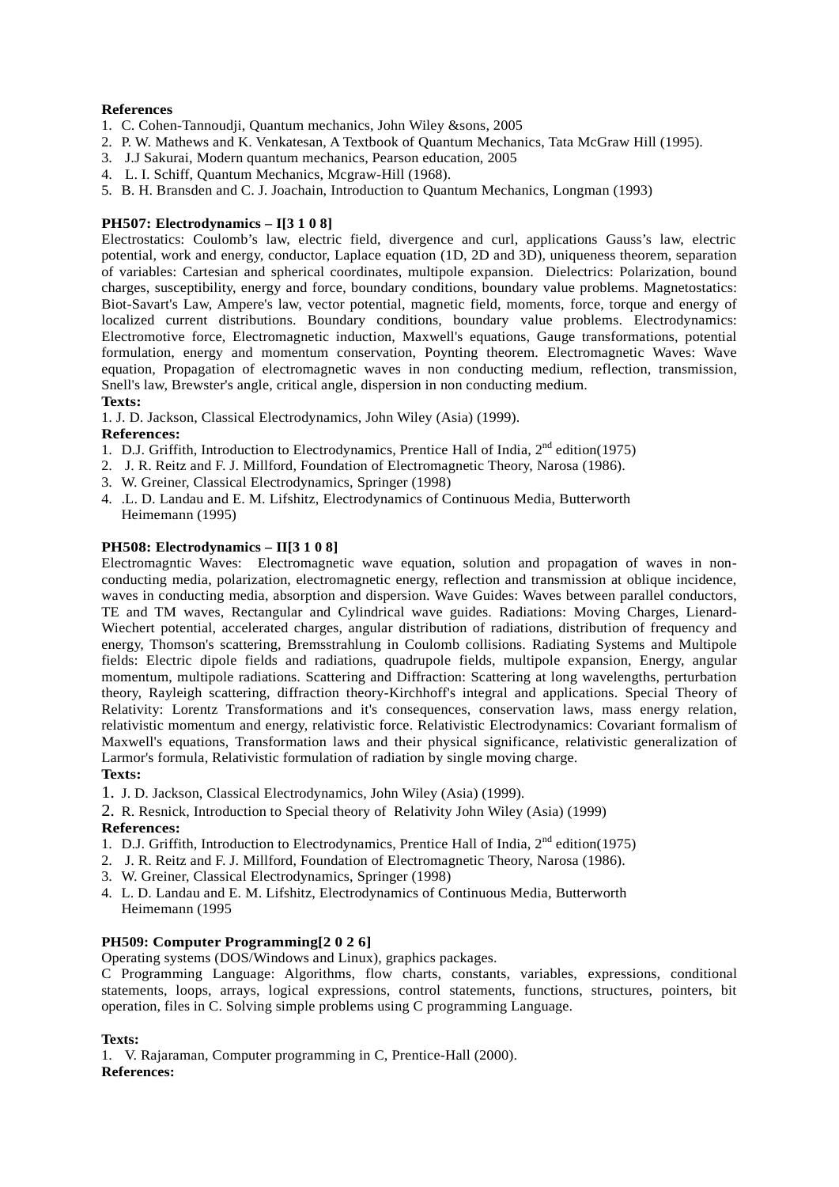**References**

1. C. Cohen-Tannoudji, Quantum mechanics, John Wiley &sons, 2005
2. P. W. Mathews and K. Venkatesan, A Textbook of Quantum Mechanics, Tata McGraw Hill (1995).
3. J.J Sakurai, Modern quantum mechanics, Pearson education, 2005
4. L. I. Schiff, Quantum Mechanics, Mcgraw-Hill (1968).
5. B. H. Bransden and C. J. Joachain, Introduction to Quantum Mechanics, Longman (1993)

**PH507: Electrodynamics – I[3 1 0 8]**

Electrostatics: Coulomb's law, electric field, divergence and curl, applications Gauss's law, electric potential, work and energy, conductor, Laplace equation (1D, 2D and 3D), uniqueness theorem, separation of variables: Cartesian and spherical coordinates, multipole expansion. Dielectrics: Polarization, bound charges, susceptibility, energy and force, boundary conditions, boundary value problems. Magnetostatics: Biot-Savart's Law, Ampere's law, vector potential, magnetic field, moments, force, torque and energy of localized current distributions. Boundary conditions, boundary value problems. Electrodynamics: Electromotive force, Electromagnetic induction, Maxwell's equations, Gauge transformations, potential formulation, energy and momentum conservation, Poynting theorem. Electromagnetic Waves: Wave equation, Propagation of electromagnetic waves in non conducting medium, reflection, transmission, Snell's law, Brewster's angle, critical angle, dispersion in non conducting medium.

**Texts:**

1. J. D. Jackson, Classical Electrodynamics, John Wiley (Asia) (1999).

**References:**

1. D.J. Griffith, Introduction to Electrodynamics, Prentice Hall of India, 2nd edition(1975)
2. J. R. Reitz and F. J. Millford, Foundation of Electromagnetic Theory, Narosa (1986).
3. W. Greiner, Classical Electrodynamics, Springer (1998)
4. .L. D. Landau and E. M. Lifshitz, Electrodynamics of Continuous Media, Butterworth Heimemann (1995)

**PH508: Electrodynamics – II[3 1 0 8]**

Electromagntic Waves: Electromagnetic wave equation, solution and propagation of waves in non-conducting media, polarization, electromagnetic energy, reflection and transmission at oblique incidence, waves in conducting media, absorption and dispersion. Wave Guides: Waves between parallel conductors, TE and TM waves, Rectangular and Cylindrical wave guides. Radiations: Moving Charges, Lienard-Wiechert potential, accelerated charges, angular distribution of radiations, distribution of frequency and energy, Thomson's scattering, Bremsstrahlung in Coulomb collisions. Radiating Systems and Multipole fields: Electric dipole fields and radiations, quadrupole fields, multipole expansion, Energy, angular momentum, multipole radiations. Scattering and Diffraction: Scattering at long wavelengths, perturbation theory, Rayleigh scattering, diffraction theory-Kirchhoff's integral and applications. Special Theory of Relativity: Lorentz Transformations and it's consequences, conservation laws, mass energy relation, relativistic momentum and energy, relativistic force. Relativistic Electrodynamics: Covariant formalism of Maxwell's equations, Transformation laws and their physical significance, relativistic generalization of Larmor's formula, Relativistic formulation of radiation by single moving charge.

**Texts:**

1. J. D. Jackson, Classical Electrodynamics, John Wiley (Asia) (1999).
2. R. Resnick, Introduction to Special theory of Relativity John Wiley (Asia) (1999)

**References:**

1. D.J. Griffith, Introduction to Electrodynamics, Prentice Hall of India, 2nd edition(1975)
2. J. R. Reitz and F. J. Millford, Foundation of Electromagnetic Theory, Narosa (1986).
3. W. Greiner, Classical Electrodynamics, Springer (1998)
4. L. D. Landau and E. M. Lifshitz, Electrodynamics of Continuous Media, Butterworth Heimemann (1995

**PH509: Computer Programming[2 0 2 6]**

Operating systems (DOS/Windows and Linux), graphics packages.

C Programming Language: Algorithms, flow charts, constants, variables, expressions, conditional statements, loops, arrays, logical expressions, control statements, functions, structures, pointers, bit operation, files in C. Solving simple problems using C programming Language.

**Texts:**

1. V. Rajaraman, Computer programming in C, Prentice-Hall (2000).

**References:**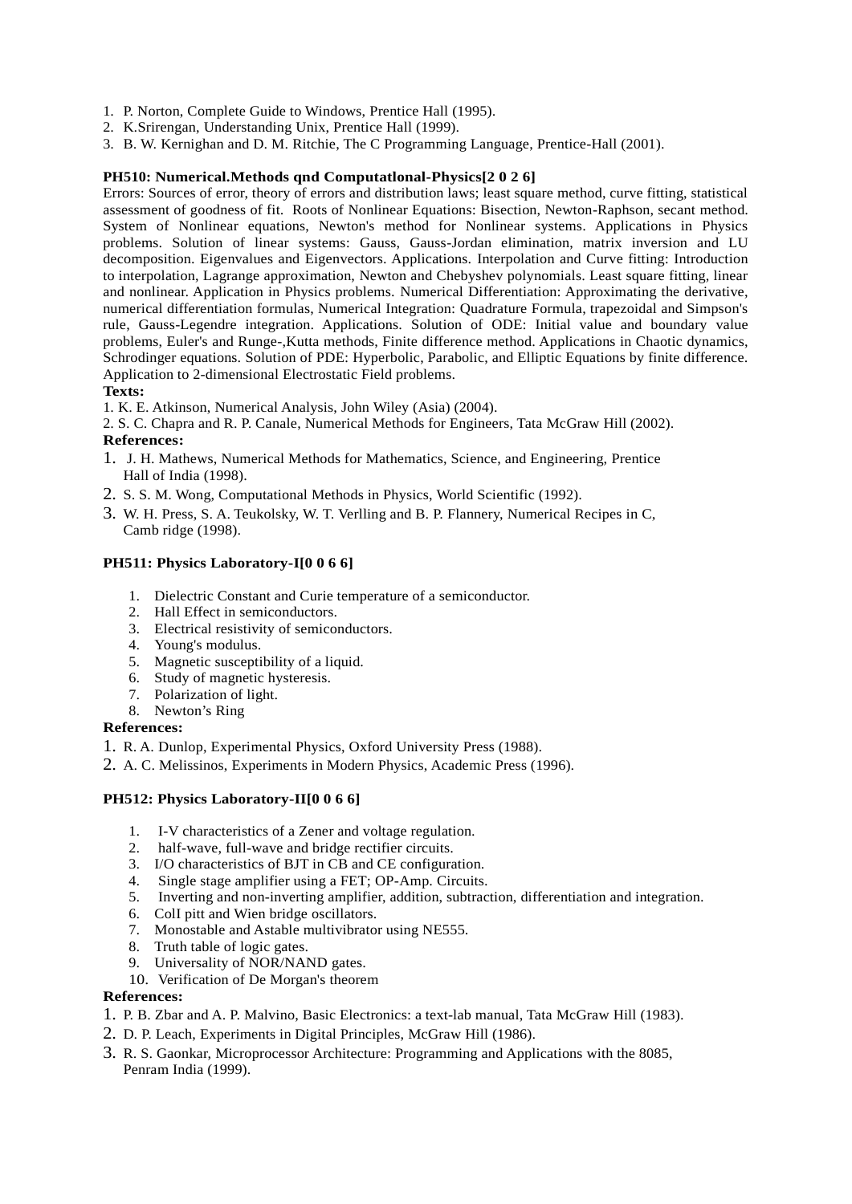1. P. Norton, Complete Guide to Windows, Prentice Hall (1995).
2. K.Srirengan, Understanding Unix, Prentice Hall (1999).
3. B. W. Kernighan and D. M. Ritchie, The C Programming Language, Prentice-Hall (2001).

**PH510: Numerical.Methods qnd Computatlonal-Physics[2 0 2 6]**

Errors: Sources of error, theory of errors and distribution laws; least square method, curve fitting, statistical assessment of goodness of fit. Roots of Nonlinear Equations: Bisection, Newton-Raphson, secant method. System of Nonlinear equations, Newton's method for Nonlinear systems. Applications in Physics problems. Solution of linear systems: Gauss, Gauss-Jordan elimination, matrix inversion and LU decomposition. Eigenvalues and Eigenvectors. Applications. Interpolation and Curve fitting: Introduction to interpolation, Lagrange approximation, Newton and Chebyshev polynomials. Least square fitting, linear and nonlinear. Application in Physics problems. Numerical Differentiation: Approximating the derivative, numerical differentiation formulas, Numerical Integration: Quadrature Formula, trapezoidal and Simpson's rule, Gauss-Legendre integration. Applications. Solution of ODE: Initial value and boundary value problems, Euler's and Runge-,Kutta methods, Finite difference method. Applications in Chaotic dynamics, Schrodinger equations. Solution of PDE: Hyperbolic, Parabolic, and Elliptic Equations by finite difference. Application to 2-dimensional Electrostatic Field problems.

**Texts:**

1. K. E. Atkinson, Numerical Analysis, John Wiley (Asia) (2004).
2. S. C. Chapra and R. P. Canale, Numerical Methods for Engineers, Tata McGraw Hill (2002).

**References:**

1. J. H. Mathews, Numerical Methods for Mathematics, Science, and Engineering, Prentice Hall of India (1998).
2. S. S. M. Wong, Computational Methods in Physics, World Scientific (1992).
3. W. H. Press, S. A. Teukolsky, W. T. Verlling and B. P. Flannery, Numerical Recipes in C, Camb ridge (1998).

**PH511: Physics Laboratory-I[0 0 6 6]**

1. Dielectric Constant and Curie temperature of a semiconductor.
2. Hall Effect in semiconductors.
3. Electrical resistivity of semiconductors.
4. Young's modulus.
5. Magnetic susceptibility of a liquid.
6. Study of magnetic hysteresis.
7. Polarization of light.
8. Newton's Ring

**References:**

1. R. A. Dunlop, Experimental Physics, Oxford University Press (1988).
2. A. C. Melissinos, Experiments in Modern Physics, Academic Press (1996).

**PH512: Physics Laboratory-II[0 0 6 6]**

1. I-V characteristics of a Zener and voltage regulation.
2. half-wave, full-wave and bridge rectifier circuits.
3. I/O characteristics of BJT in CB and CE configuration.
4. Single stage amplifier using a FET; OP-Amp. Circuits.
5. Inverting and non-inverting amplifier, addition, subtraction, differentiation and integration.
6. ColI pitt and Wien bridge oscillators.
7. Monostable and Astable multivibrator using NE555.
8. Truth table of logic gates.
9. Universality of NOR/NAND gates.
10. Verification of De Morgan's theorem

**References:**

1. P. B. Zbar and A. P. Malvino, Basic Electronics: a text-lab manual, Tata McGraw Hill (1983).
2. D. P. Leach, Experiments in Digital Principles, McGraw Hill (1986).
3. R. S. Gaonkar, Microprocessor Architecture: Programming and Applications with the 8085, Penram India (1999).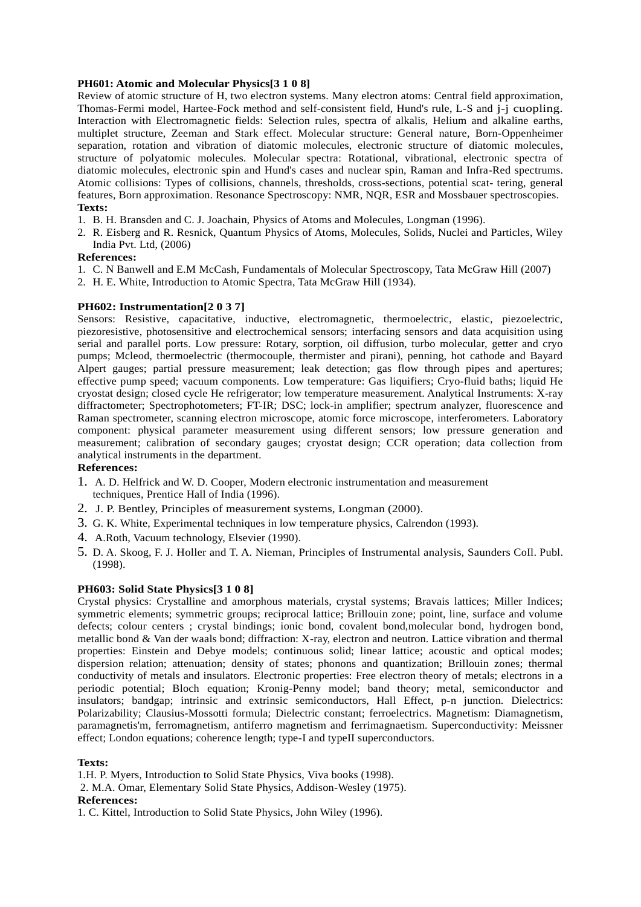**PH601: Atomic and Molecular Physics[3 1 0 8]**

Review of atomic structure of H, two electron systems. Many electron atoms: Central field approximation, Thomas-Fermi model, Hartee-Fock method and self-consistent field, Hund's rule, L-S and j-j cuopling. Interaction with Electromagnetic fields: Selection rules, spectra of alkalis, Helium and alkaline earths, multiplet structure, Zeeman and Stark effect. Molecular structure: General nature, Born-Oppenheimer separation, rotation and vibration of diatomic molecules, electronic structure of diatomic molecules, structure of polyatomic molecules. Molecular spectra: Rotational, vibrational, electronic spectra of diatomic molecules, electronic spin and Hund's cases and nuclear spin, Raman and Infra-Red spectrums. Atomic collisions: Types of collisions, channels, thresholds, cross-sections, potential scat- tering, general features, Born approximation. Resonance Spectroscopy: NMR, NQR, ESR and Mossbauer spectroscopies.

**Texts:**

1. B. H. Bransden and C. J. Joachain, Physics of Atoms and Molecules, Longman (1996).
2. R. Eisberg and R. Resnick, Quantum Physics of Atoms, Molecules, Solids, Nuclei and Particles, Wiley India Pvt. Ltd, (2006)

**References:**

1. C. N Banwell and E.M McCash, Fundamentals of Molecular Spectroscopy, Tata McGraw Hill (2007)
2. H. E. White, Introduction to Atomic Spectra, Tata McGraw Hill (1934).

**PH602: Instrumentation[2 0 3 7]**

Sensors: Resistive, capacitative, inductive, electromagnetic, thermoelectric, elastic, piezoelectric, piezoresistive, photosensitive and electrochemical sensors; interfacing sensors and data acquisition using serial and parallel ports. Low pressure: Rotary, sorption, oil diffusion, turbo molecular, getter and cryo pumps; Mcleod, thermoelectric (thermocouple, thermister and pirani), penning, hot cathode and Bayard Alpert gauges; partial pressure measurement; leak detection; gas flow through pipes and apertures; effective pump speed; vacuum components. Low temperature: Gas liquifiers; Cryo-fluid baths; liquid He cryostat design; closed cycle He refrigerator; low temperature measurement. Analytical Instruments: X-ray diffractometer; Spectrophotometers; FT-IR; DSC; lock-in amplifier; spectrum analyzer, fluorescence and Raman spectrometer, scanning electron microscope, atomic force microscope, interferometers. Laboratory component: physical parameter measurement using different sensors; low pressure generation and measurement; calibration of secondary gauges; cryostat design; CCR operation; data collection from analytical instruments in the department.

**References:**

1. A. D. Helfrick and W. D. Cooper, Modern electronic instrumentation and measurement techniques, Prentice Hall of India (1996).
2. J. P. Bentley, Principles of measurement systems, Longman (2000).
3. G. K. White, Experimental techniques in low temperature physics, Calrendon (1993).
4. A.Roth, Vacuum technology, Elsevier (1990).
5. D. A. Skoog, F. J. Holler and T. A. Nieman, Principles of Instrumental analysis, Saunders CoIl. Publ. (1998).

**PH603: Solid State Physics[3 1 0 8]**

Crystal physics: Crystalline and amorphous materials, crystal systems; Bravais lattices; Miller Indices; symmetric elements; symmetric groups; reciprocal lattice; Brillouin zone; point, line, surface and volume defects; colour centers ; crystal bindings; ionic bond, covalent bond,molecular bond, hydrogen bond, metallic bond & Van der waals bond; diffraction: X-ray, electron and neutron. Lattice vibration and thermal properties: Einstein and Debye models; continuous solid; linear lattice; acoustic and optical modes; dispersion relation; attenuation; density of states; phonons and quantization; Brillouin zones; thermal conductivity of metals and insulators. Electronic properties: Free electron theory of metals; electrons in a periodic potential; Bloch equation; Kronig-Penny model; band theory; metal, semiconductor and insulators; bandgap; intrinsic and extrinsic semiconductors, Hall Effect, p-n junction. Dielectrics: Polarizability; Clausius-Mossotti formula; Dielectric constant; ferroelectrics. Magnetism: Diamagnetism, paramagnetis'm, ferromagnetism, antiferro magnetism and ferrimagnaetism. Superconductivity: Meissner effect; London equations; coherence length; type-I and typeII superconductors.

**Texts:**

1. H. P. Myers, Introduction to Solid State Physics, Viva books (1998).
2. M.A. Omar, Elementary Solid State Physics, Addison-Wesley (1975).

**References:**

1. C. Kittel, Introduction to Solid State Physics, John Wiley (1996).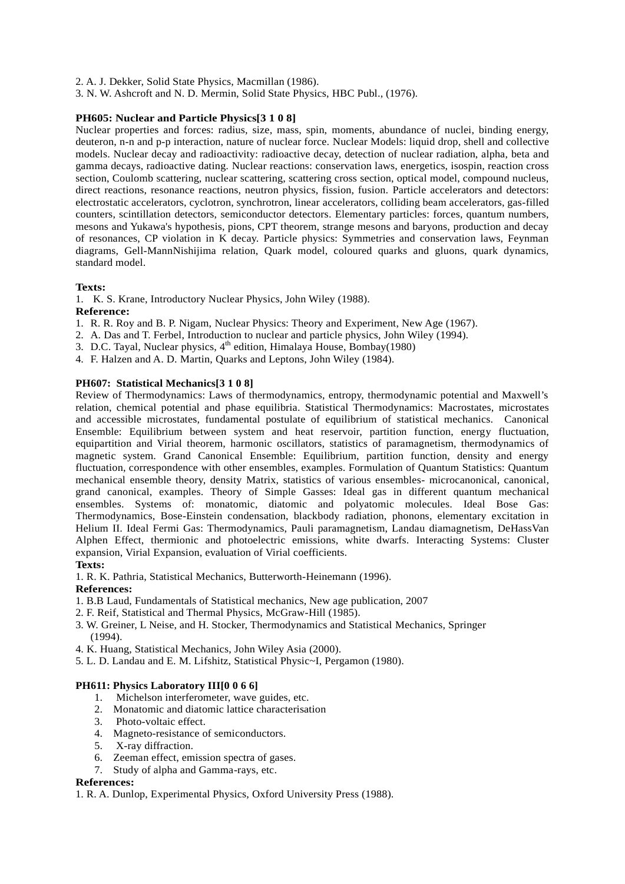2. A. J. Dekker, Solid State Physics, Macmillan (1986).
3. N. W. Ashcroft and N. D. Mermin, Solid State Physics, HBC Publ., (1976).

**PH605: Nuclear and Particle Physics[3 1 0 8]**

Nuclear properties and forces: radius, size, mass, spin, moments, abundance of nuclei, binding energy, deuteron, n-n and p-p interaction, nature of nuclear force. Nuclear Models: liquid drop, shell and collective models. Nuclear decay and radioactivity: radioactive decay, detection of nuclear radiation, alpha, beta and gamma decays, radioactive dating. Nuclear reactions: conservation laws, energetics, isospin, reaction cross section, Coulomb scattering, nuclear scattering, scattering cross section, optical model, compound nucleus, direct reactions, resonance reactions, neutron physics, fission, fusion. Particle accelerators and detectors: electrostatic accelerators, cyclotron, synchrotron, linear accelerators, colliding beam accelerators, gas-filled counters, scintillation detectors, semiconductor detectors. Elementary particles: forces, quantum numbers, mesons and Yukawa's hypothesis, pions, CPT theorem, strange mesons and baryons, production and decay of resonances, CP violation in K decay. Particle physics: Symmetries and conservation laws, Feynman diagrams, Gell-MannNishijima relation, Quark model, coloured quarks and gluons, quark dynamics, standard model.

**Texts:**

1. K. S. Krane, Introductory Nuclear Physics, John Wiley (1988).

**Reference:**

1. R. R. Roy and B. P. Nigam, Nuclear Physics: Theory and Experiment, New Age (1967).
2. A. Das and T. Ferbel, Introduction to nuclear and particle physics, John Wiley (1994).
3. D.C. Tayal, Nuclear physics, 4th edition, Himalaya House, Bombay(1980)
4. F. Halzen and A. D. Martin, Quarks and Leptons, John Wiley (1984).

**PH607: Statistical Mechanics[3 1 0 8]**

Review of Thermodynamics: Laws of thermodynamics, entropy, thermodynamic potential and Maxwell's relation, chemical potential and phase equilibria. Statistical Thermodynamics: Macrostates, microstates and accessible microstates, fundamental postulate of equilibrium of statistical mechanics. Canonical Ensemble: Equilibrium between system and heat reservoir, partition function, energy fluctuation, equipartition and Virial theorem, harmonic oscillators, statistics of paramagnetism, thermodynamics of magnetic system. Grand Canonical Ensemble: Equilibrium, partition function, density and energy fluctuation, correspondence with other ensembles, examples. Formulation of Quantum Statistics: Quantum mechanical ensemble theory, density Matrix, statistics of various ensembles- microcanonical, canonical, grand canonical, examples. Theory of Simple Gasses: Ideal gas in different quantum mechanical ensembles. Systems of: monatomic, diatomic and polyatomic molecules. Ideal Bose Gas: Thermodynamics, Bose-Einstein condensation, blackbody radiation, phonons, elementary excitation in Helium II. Ideal Fermi Gas: Thermodynamics, Pauli paramagnetism, Landau diamagnetism, DeHassVan Alphen Effect, thermionic and photoelectric emissions, white dwarfs. Interacting Systems: Cluster expansion, Virial Expansion, evaluation of Virial coefficients.

**Texts:**

1. R. K. Pathria, Statistical Mechanics, Butterworth-Heinemann (1996).

**References:**

1. B.B Laud, Fundamentals of Statistical mechanics, New age publication, 2007
2. F. Reif, Statistical and Thermal Physics, McGraw-Hill (1985).
3. W. Greiner, L Neise, and H. Stocker, Thermodynamics and Statistical Mechanics, Springer (1994).
4. K. Huang, Statistical Mechanics, John Wiley Asia (2000).
5. L. D. Landau and E. M. Lifshitz, Statistical Physic~I, Pergamon (1980).

**PH611: Physics Laboratory III[0 0 6 6]**

1. Michelson interferometer, wave guides, etc.
2. Monatomic and diatomic lattice characterisation
3. Photo-voltaic effect.
4. Magneto-resistance of semiconductors.
5. X-ray diffraction.
6. Zeeman effect, emission spectra of gases.
7. Study of alpha and Gamma-rays, etc.

**References:**

1. R. A. Dunlop, Experimental Physics, Oxford University Press (1988).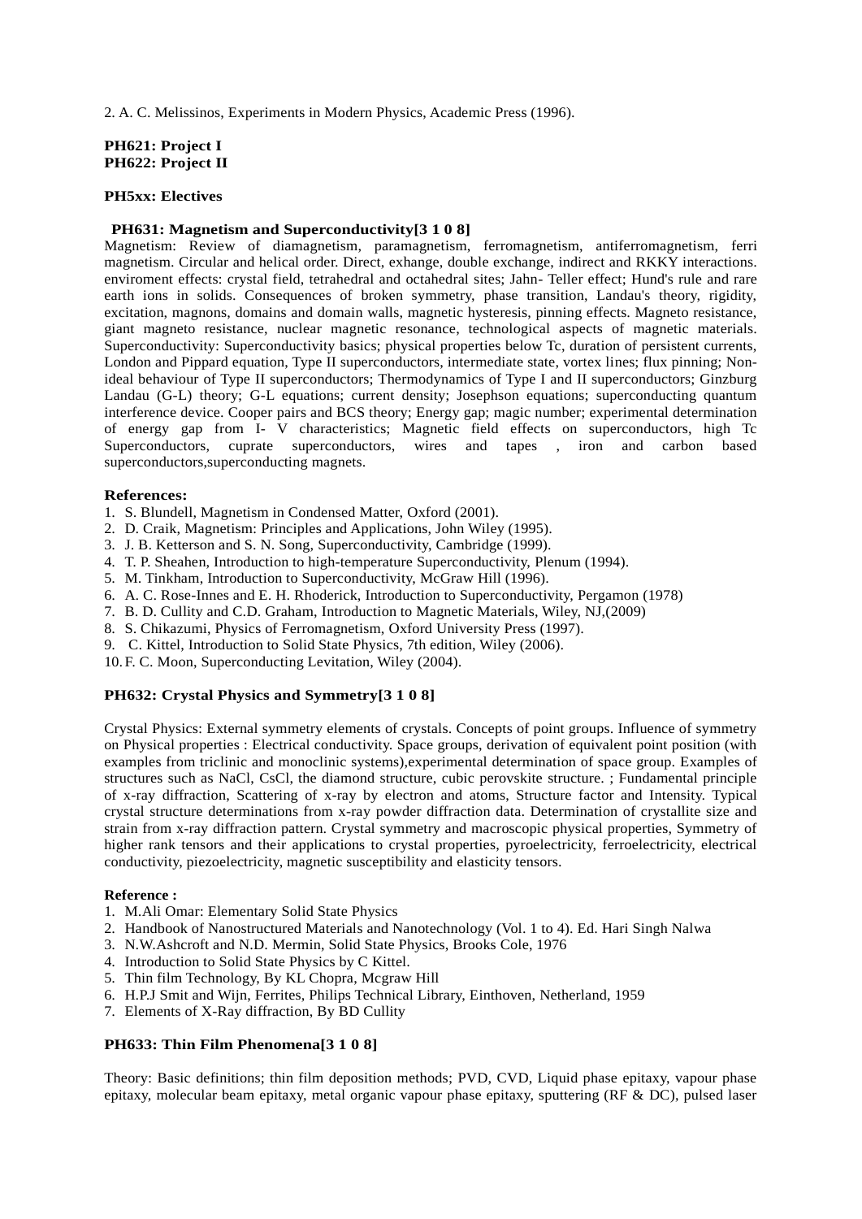2. A. C. Melissinos, Experiments in Modern Physics, Academic Press (1996).

**PH621: Project I**
**PH622: Project II**

**PH5xx: Electives**

**PH631: Magnetism and Superconductivity[3 1 0 8]**

Magnetism: Review of diamagnetism, paramagnetism, ferromagnetism, antiferromagnetism, ferri magnetism. Circular and helical order. Direct, exhange, double exchange, indirect and RKKY interactions. enviroment effects: crystal field, tetrahedral and octahedral sites; Jahn- Teller effect; Hund's rule and rare earth ions in solids. Consequences of broken symmetry, phase transition, Landau's theory, rigidity, excitation, magnons, domains and domain walls, magnetic hysteresis, pinning effects. Magneto resistance, giant magneto resistance, nuclear magnetic resonance, technological aspects of magnetic materials. Superconductivity: Superconductivity basics; physical properties below Tc, duration of persistent currents, London and Pippard equation, Type II superconductors, intermediate state, vortex lines; flux pinning; Non-ideal behaviour of Type II superconductors; Thermodynamics of Type I and II superconductors; Ginzburg Landau (G-L) theory; G-L equations; current density; Josephson equations; superconducting quantum interference device. Cooper pairs and BCS theory; Energy gap; magic number; experimental determination of energy gap from I- V characteristics; Magnetic field effects on superconductors, high Tc Superconductors, cuprate superconductors, wires and tapes , iron and carbon based superconductors,superconducting magnets.

**References:**

1. S. Blundell, Magnetism in Condensed Matter, Oxford (2001).
2. D. Craik, Magnetism: Principles and Applications, John Wiley (1995).
3. J. B. Ketterson and S. N. Song, Superconductivity, Cambridge (1999).
4. T. P. Sheahen, Introduction to high-temperature Superconductivity, Plenum (1994).
5. M. Tinkham, Introduction to Superconductivity, McGraw Hill (1996).
6. A. C. Rose-Innes and E. H. Rhoderick, Introduction to Superconductivity, Pergamon (1978)
7. B. D. Cullity and C.D. Graham, Introduction to Magnetic Materials, Wiley, NJ,(2009)
8. S. Chikazumi, Physics of Ferromagnetism, Oxford University Press (1997).
9. C. Kittel, Introduction to Solid State Physics, 7th edition, Wiley (2006).
10. F. C. Moon, Superconducting Levitation, Wiley (2004).

**PH632: Crystal Physics and Symmetry[3 1 0 8]**

Crystal Physics: External symmetry elements of crystals. Concepts of point groups. Influence of symmetry on Physical properties : Electrical conductivity. Space groups, derivation of equivalent point position (with examples from triclinic and monoclinic systems),experimental determination of space group. Examples of structures such as NaCl, CsCl, the diamond structure, cubic perovskite structure. ; Fundamental principle of x-ray diffraction, Scattering of x-ray by electron and atoms, Structure factor and Intensity. Typical crystal structure determinations from x-ray powder diffraction data. Determination of crystallite size and strain from x-ray diffraction pattern. Crystal symmetry and macroscopic physical properties, Symmetry of higher rank tensors and their applications to crystal properties, pyroelectricity, ferroelectricity, electrical conductivity, piezoelectricity, magnetic susceptibility and elasticity tensors.

**Reference :**

1. M.Ali Omar: Elementary Solid State Physics
2. Handbook of Nanostructured Materials and Nanotechnology (Vol. 1 to 4). Ed. Hari Singh Nalwa
3. N.W.Ashcroft and N.D. Mermin, Solid State Physics, Brooks Cole, 1976
4. Introduction to Solid State Physics by C Kittel.
5. Thin film Technology, By KL Chopra, Mcgraw Hill
6. H.P.J Smit and Wijn, Ferrites, Philips Technical Library, Einthoven, Netherland, 1959
7. Elements of X-Ray diffraction, By BD Cullity

**PH633: Thin Film Phenomena[3 1 0 8]**

Theory: Basic definitions; thin film deposition methods; PVD, CVD, Liquid phase epitaxy, vapour phase epitaxy, molecular beam epitaxy, metal organic vapour phase epitaxy, sputtering (RF & DC), pulsed laser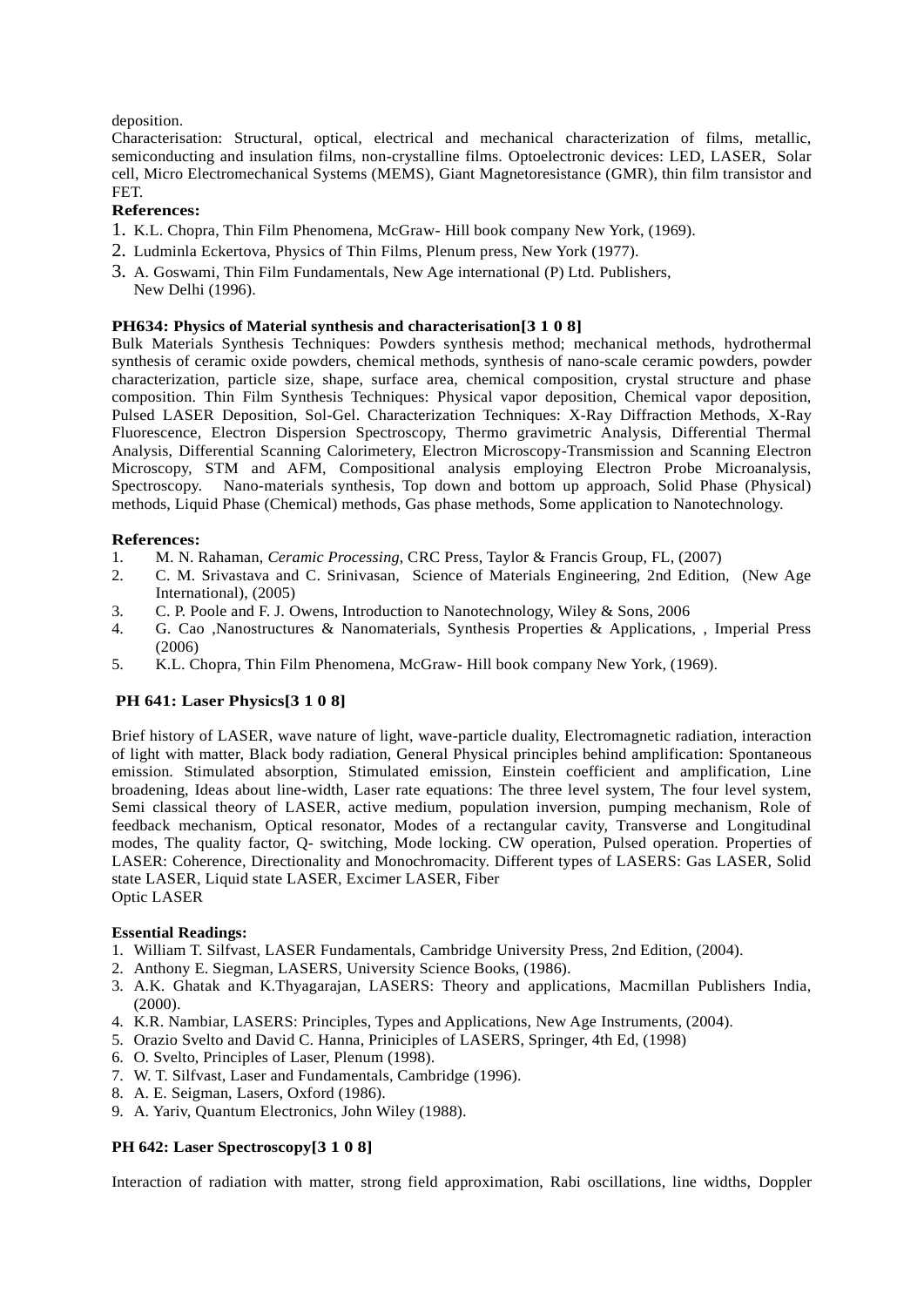deposition.
Characterisation: Structural, optical, electrical and mechanical characterization of films, metallic, semiconducting and insulation films, non-crystalline films. Optoelectronic devices: LED, LASER, Solar cell, Micro Electromechanical Systems (MEMS), Giant Magnetoresistance (GMR), thin film transistor and FET.

**References:**

1. K.L. Chopra, Thin Film Phenomena, McGraw- Hill book company New York, (1969).
2. Ludminla Eckertova, Physics of Thin Films, Plenum press, New York (1977).
3. A. Goswami, Thin Film Fundamentals, New Age international (P) Ltd. Publishers, New Delhi (1996).

**PH634: Physics of Material synthesis and characterisation[3 1 0 8]**

Bulk Materials Synthesis Techniques: Powders synthesis method; mechanical methods, hydrothermal synthesis of ceramic oxide powders, chemical methods, synthesis of nano-scale ceramic powders, powder characterization, particle size, shape, surface area, chemical composition, crystal structure and phase composition. Thin Film Synthesis Techniques: Physical vapor deposition, Chemical vapor deposition, Pulsed LASER Deposition, Sol-Gel. Characterization Techniques: X-Ray Diffraction Methods, X-Ray Fluorescence, Electron Dispersion Spectroscopy, Thermo gravimetric Analysis, Differential Thermal Analysis, Differential Scanning Calorimetery, Electron Microscopy-Transmission and Scanning Electron Microscopy, STM and AFM, Compositional analysis employing Electron Probe Microanalysis, Spectroscopy. Nano-materials synthesis, Top down and bottom up approach, Solid Phase (Physical) methods, Liquid Phase (Chemical) methods, Gas phase methods, Some application to Nanotechnology.

**References:**

1. M. N. Rahaman, *Ceramic Processing*, CRC Press, Taylor & Francis Group, FL, (2007)
2. C. M. Srivastava and C. Srinivasan, Science of Materials Engineering, 2nd Edition, (New Age International), (2005)
3. C. P. Poole and F. J. Owens, Introduction to Nanotechnology, Wiley & Sons, 2006
4. G. Cao ,Nanostructures & Nanomaterials, Synthesis Properties & Applications, , Imperial Press (2006)
5. K.L. Chopra, Thin Film Phenomena, McGraw- Hill book company New York, (1969).

**PH 641: Laser Physics[3 1 0 8]**

Brief history of LASER, wave nature of light, wave-particle duality, Electromagnetic radiation, interaction of light with matter, Black body radiation, General Physical principles behind amplification: Spontaneous emission. Stimulated absorption, Stimulated emission, Einstein coefficient and amplification, Line broadening, Ideas about line-width, Laser rate equations: The three level system, The four level system, Semi classical theory of LASER, active medium, population inversion, pumping mechanism, Role of feedback mechanism, Optical resonator, Modes of a rectangular cavity, Transverse and Longitudinal modes, The quality factor, Q- switching, Mode locking. CW operation, Pulsed operation. Properties of LASER: Coherence, Directionality and Monochromacity. Different types of LASERS: Gas LASER, Solid state LASER, Liquid state LASER, Excimer LASER, Fiber
Optic LASER

**Essential Readings:**

1. William T. Silfvast, LASER Fundamentals, Cambridge University Press, 2nd Edition, (2004).
2. Anthony E. Siegman, LASERS, University Science Books, (1986).
3. A.K. Ghatak and K.Thyagarajan, LASERS: Theory and applications, Macmillan Publishers India, (2000).
4. K.R. Nambiar, LASERS: Principles, Types and Applications, New Age Instruments, (2004).
5. Orazio Svelto and David C. Hanna, Priniciples of LASERS, Springer, 4th Ed, (1998)
6. O. Svelto, Principles of Laser, Plenum (1998).
7. W. T. Silfvast, Laser and Fundamentals, Cambridge (1996).
8. A. E. Seigman, Lasers, Oxford (1986).
9. A. Yariv, Quantum Electronics, John Wiley (1988).

**PH 642: Laser Spectroscopy[3 1 0 8]**

Interaction of radiation with matter, strong field approximation, Rabi oscillations, line widths, Doppler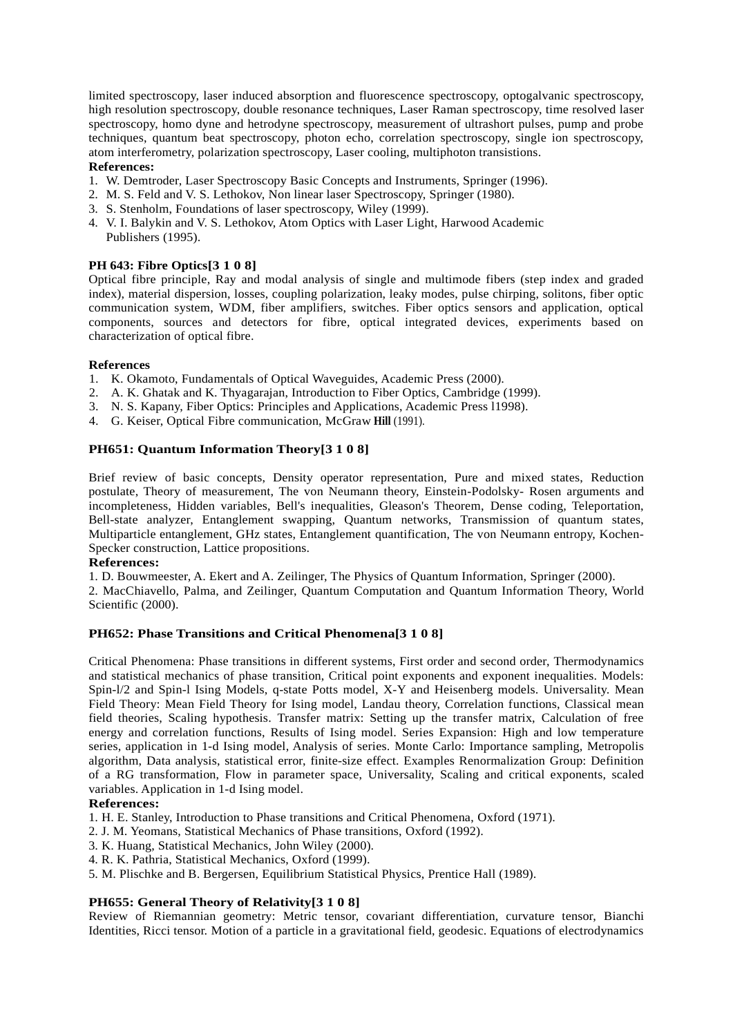limited spectroscopy, laser induced absorption and fluorescence spectroscopy, optogalvanic spectroscopy, high resolution spectroscopy, double resonance techniques, Laser Raman spectroscopy, time resolved laser spectroscopy, homo dyne and hetrodyne spectroscopy, measurement of ultrashort pulses, pump and probe techniques, quantum beat spectroscopy, photon echo, correlation spectroscopy, single ion spectroscopy, atom interferometry, polarization spectroscopy, Laser cooling, multiphoton transistions.

**References:**

1. W. Demtroder, Laser Spectroscopy Basic Concepts and Instruments, Springer (1996).
2. M. S. Feld and V. S. Lethokov, Non linear laser Spectroscopy, Springer (1980).
3. S. Stenholm, Foundations of laser spectroscopy, Wiley (1999).
4. V. I. Balykin and V. S. Lethokov, Atom Optics with Laser Light, Harwood Academic Publishers (1995).

**PH 643: Fibre Optics[3 1 0 8]**

Optical fibre principle, Ray and modal analysis of single and multimode fibers (step index and graded index), material dispersion, losses, coupling polarization, leaky modes, pulse chirping, solitons, fiber optic communication system, WDM, fiber amplifiers, switches. Fiber optics sensors and application, optical components, sources and detectors for fibre, optical integrated devices, experiments based on characterization of optical fibre.

**References**

1. K. Okamoto, Fundamentals of Optical Waveguides, Academic Press (2000).
2. A. K. Ghatak and K. Thyagarajan, Introduction to Fiber Optics, Cambridge (1999).
3. N. S. Kapany, Fiber Optics: Principles and Applications, Academic Press l1998).
4. G. Keiser, Optical Fibre communication, McGraw **Hill** (1991).

**PH651: Quantum Information Theory[3 1 0 8]**

Brief review of basic concepts, Density operator representation, Pure and mixed states, Reduction postulate, Theory of measurement, The von Neumann theory, Einstein-Podolsky- Rosen arguments and incompleteness, Hidden variables, Bell's inequalities, Gleason's Theorem, Dense coding, Teleportation, Bell-state analyzer, Entanglement swapping, Quantum networks, Transmission of quantum states, Multiparticle entanglement, GHz states, Entanglement quantification, The von Neumann entropy, Kochen-Specker construction, Lattice propositions.

**References:**

1. D. Bouwmeester, A. Ekert and A. Zeilinger, The Physics of Quantum Information, Springer (2000).
2. MacChiavello, Palma, and Zeilinger, Quantum Computation and Quantum Information Theory, World Scientific (2000).

**PH652: Phase Transitions and Critical Phenomena[3 1 0 8]**

Critical Phenomena: Phase transitions in different systems, First order and second order, Thermodynamics and statistical mechanics of phase transition, Critical point exponents and exponent inequalities. Models: Spin-l/2 and Spin-l Ising Models, q-state Potts model, X-Y and Heisenberg models. Universality. Mean Field Theory: Mean Field Theory for Ising model, Landau theory, Correlation functions, Classical mean field theories, Scaling hypothesis. Transfer matrix: Setting up the transfer matrix, Calculation of free energy and correlation functions, Results of Ising model. Series Expansion: High and low temperature series, application in 1-d Ising model, Analysis of series. Monte Carlo: Importance sampling, Metropolis algorithm, Data analysis, statistical error, finite-size effect. Examples Renormalization Group: Definition of a RG transformation, Flow in parameter space, Universality, Scaling and critical exponents, scaled variables. Application in 1-d Ising model.

**References:**

1. H. E. Stanley, Introduction to Phase transitions and Critical Phenomena, Oxford (1971).
2. J. M. Yeomans, Statistical Mechanics of Phase transitions, Oxford (1992).
3. K. Huang, Statistical Mechanics, John Wiley (2000).
4. R. K. Pathria, Statistical Mechanics, Oxford (1999).
5. M. Plischke and B. Bergersen, Equilibrium Statistical Physics, Prentice Hall (1989).

**PH655: General Theory of Relativity[3 1 0 8]**

Review of Riemannian geometry: Metric tensor, covariant differentiation, curvature tensor, Bianchi Identities, Ricci tensor. Motion of a particle in a gravitational field, geodesic. Equations of electrodynamics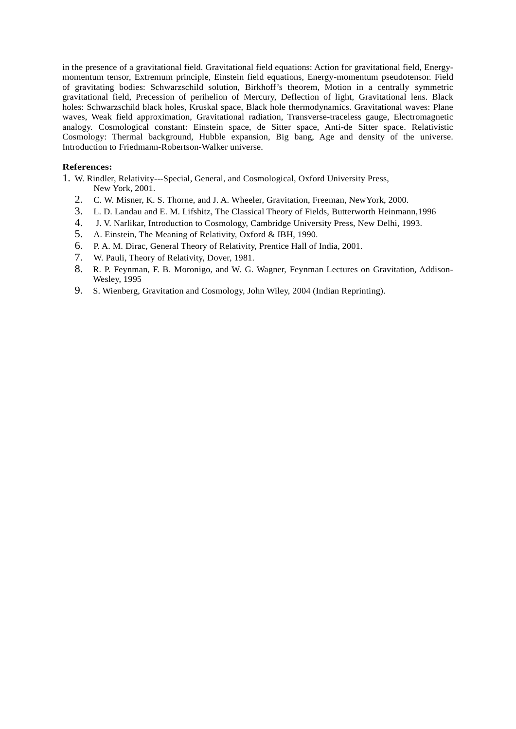in the presence of a gravitational field. Gravitational field equations: Action for gravitational field, Energy-momentum tensor, Extremum principle, Einstein field equations, Energy-momentum pseudotensor. Field of gravitating bodies: Schwarzschild solution, Birkhoff's theorem, Motion in a centrally symmetric gravitational field, Precession of perihelion of Mercury, Deflection of light, Gravitational lens. Black holes: Schwarzschild black holes, Kruskal space, Black hole thermodynamics. Gravitational waves: Plane waves, Weak field approximation, Gravitational radiation, Transverse-traceless gauge, Electromagnetic analogy. Cosmological constant: Einstein space, de Sitter space, Anti-de Sitter space. Relativistic Cosmology: Thermal background, Hubble expansion, Big bang, Age and density of the universe. Introduction to Friedmann-Robertson-Walker universe.

**References:**

1. W. Rindler, Relativity---Special, General, and Cosmological, Oxford University Press, New York, 2001.
2. C. W. Misner, K. S. Thorne, and J. A. Wheeler, Gravitation, Freeman, NewYork, 2000.
3. L. D. Landau and E. M. Lifshitz, The Classical Theory of Fields, Butterworth Heinmann,1996
4. J. V. Narlikar, Introduction to Cosmology, Cambridge University Press, New Delhi, 1993.
5. A. Einstein, The Meaning of Relativity, Oxford & IBH, 1990.
6. P. A. M. Dirac, General Theory of Relativity, Prentice Hall of India, 2001.
7. W. Pauli, Theory of Relativity, Dover, 1981.
8. R. P. Feynman, F. B. Moronigo, and W. G. Wagner, Feynman Lectures on Gravitation, Addison-Wesley, 1995
9. S. Wienberg, Gravitation and Cosmology, John Wiley, 2004 (Indian Reprinting).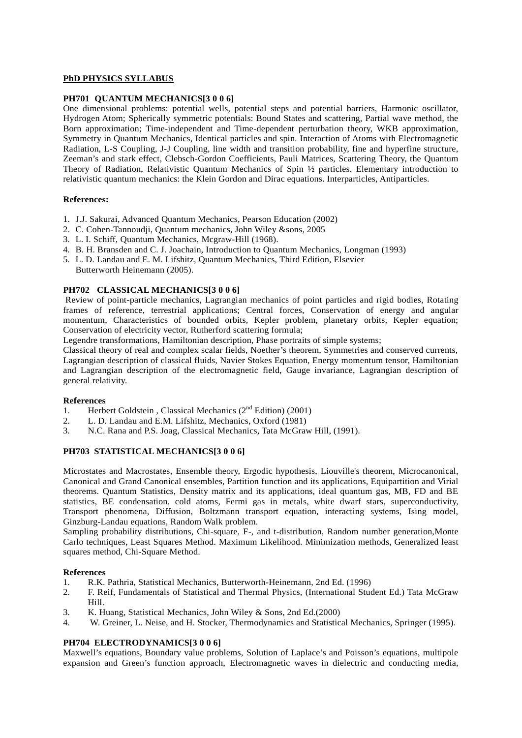## PhD PHYSICS SYLLABUS

### PH701 QUANTUM MECHANICS[3 0 0 6]

One dimensional problems: potential wells, potential steps and potential barriers, Harmonic oscillator, Hydrogen Atom; Spherically symmetric potentials: Bound States and scattering, Partial wave method, the Born approximation; Time-independent and Time-dependent perturbation theory, WKB approximation, Symmetry in Quantum Mechanics, Identical particles and spin. Interaction of Atoms with Electromagnetic Radiation, L-S Coupling, J-J Coupling, line width and transition probability, fine and hyperfine structure, Zeeman's and stark effect, Clebsch-Gordon Coefficients, Pauli Matrices, Scattering Theory, the Quantum Theory of Radiation, Relativistic Quantum Mechanics of Spin ½ particles. Elementary introduction to relativistic quantum mechanics: the Klein Gordon and Dirac equations. Interparticles, Antiparticles.

**References:**

1. J.J. Sakurai, Advanced Quantum Mechanics, Pearson Education (2002)
2. C. Cohen-Tannoudji, Quantum mechanics, John Wiley &sons, 2005
3. L. I. Schiff, Quantum Mechanics, Mcgraw-Hill (1968).
4. B. H. Bransden and C. J. Joachain, Introduction to Quantum Mechanics, Longman (1993)
5. L. D. Landau and E. M. Lifshitz, Quantum Mechanics, Third Edition, Elsevier Butterworth Heinemann (2005).

### PH702 CLASSICAL MECHANICS[3 0 0 6]

Review of point-particle mechanics, Lagrangian mechanics of point particles and rigid bodies, Rotating frames of reference, terrestrial applications; Central forces, Conservation of energy and angular momentum, Characteristics of bounded orbits, Kepler problem, planetary orbits, Kepler equation; Conservation of electricity vector, Rutherford scattering formula;

Legendre transformations, Hamiltonian description, Phase portraits of simple systems;

Classical theory of real and complex scalar fields, Noether's theorem, Symmetries and conserved currents, Lagrangian description of classical fluids, Navier Stokes Equation, Energy momentum tensor, Hamiltonian and Lagrangian description of the electromagnetic field, Gauge invariance, Lagrangian description of general relativity.

**References**

1. Herbert Goldstein , Classical Mechanics (2nd Edition) (2001)
2. L. D. Landau and E.M. Lifshitz, Mechanics, Oxford (1981)
3. N.C. Rana and P.S. Joag, Classical Mechanics, Tata McGraw Hill, (1991).

### PH703 STATISTICAL MECHANICS[3 0 0 6]

Microstates and Macrostates, Ensemble theory, Ergodic hypothesis, Liouville's theorem, Microcanonical, Canonical and Grand Canonical ensembles, Partition function and its applications, Equipartition and Virial theorems. Quantum Statistics, Density matrix and its applications, ideal quantum gas, MB, FD and BE statistics, BE condensation, cold atoms, Fermi gas in metals, white dwarf stars, superconductivity, Transport phenomena, Diffusion, Boltzmann transport equation, interacting systems, Ising model, Ginzburg-Landau equations, Random Walk problem.

Sampling probability distributions, Chi-square, F-, and t-distribution, Random number generation,Monte Carlo techniques, Least Squares Method. Maximum Likelihood. Minimization methods, Generalized least squares method, Chi-Square Method.

**References**

1. R.K. Pathria, Statistical Mechanics, Butterworth-Heinemann, 2nd Ed. (1996)
2. F. Reif, Fundamentals of Statistical and Thermal Physics, (International Student Ed.) Tata McGraw Hill.
3. K. Huang, Statistical Mechanics, John Wiley & Sons, 2nd Ed.(2000)
4. W. Greiner, L. Neise, and H. Stocker, Thermodynamics and Statistical Mechanics, Springer (1995).

### PH704 ELECTRODYNAMICS[3 0 0 6]

Maxwell's equations, Boundary value problems, Solution of Laplace's and Poisson's equations, multipole expansion and Green's function approach, Electromagnetic waves in dielectric and conducting media,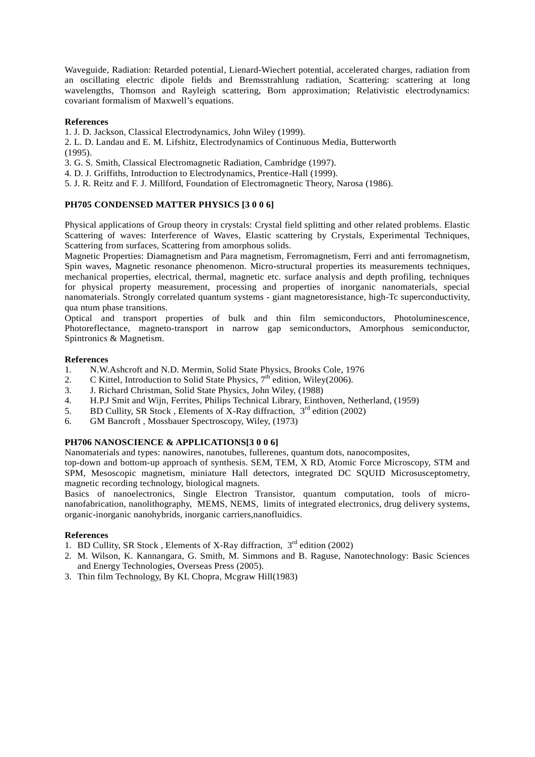Waveguide, Radiation: Retarded potential, Lienard-Wiechert potential, accelerated charges, radiation from an oscillating electric dipole fields and Bremsstrahlung radiation, Scattering: scattering at long wavelengths, Thomson and Rayleigh scattering, Born approximation; Relativistic electrodynamics: covariant formalism of Maxwell's equations.

**References**

1. J. D. Jackson, Classical Electrodynamics, John Wiley (1999).
2. L. D. Landau and E. M. Lifshitz, Electrodynamics of Continuous Media, Butterworth (1995).
3. G. S. Smith, Classical Electromagnetic Radiation, Cambridge (1997).
4. D. J. Griffiths, Introduction to Electrodynamics, Prentice-Hall (1999).
5. J. R. Reitz and F. J. Millford, Foundation of Electromagnetic Theory, Narosa (1986).

**PH705 CONDENSED MATTER PHYSICS [3 0 0 6]**

Physical applications of Group theory in crystals: Crystal field splitting and other related problems. Elastic Scattering of waves: Interference of Waves, Elastic scattering by Crystals, Experimental Techniques, Scattering from surfaces, Scattering from amorphous solids.

Magnetic Properties: Diamagnetism and Para magnetism, Ferromagnetism, Ferri and anti ferromagnetism, Spin waves, Magnetic resonance phenomenon. Micro-structural properties its measurements techniques, mechanical properties, electrical, thermal, magnetic etc. surface analysis and depth profiling, techniques for physical property measurement, processing and properties of inorganic nanomaterials, special nanomaterials. Strongly correlated quantum systems - giant magnetoresistance, high-Tc superconductivity, qua ntum phase transitions.

Optical and transport properties of bulk and thin film semiconductors, Photoluminescence, Photoreflectance, magneto-transport in narrow gap semiconductors, Amorphous semiconductor, Spintronics & Magnetism.

**References**

1. N.W.Ashcroft and N.D. Mermin, Solid State Physics, Brooks Cole, 1976
2. C Kittel, Introduction to Solid State Physics, 7th edition, Wiley(2006).
3. J. Richard Christman, Solid State Physics, John Wiley, (1988)
4. H.P.J Smit and Wijn, Ferrites, Philips Technical Library, Einthoven, Netherland, (1959)
5. BD Cullity, SR Stock , Elements of X-Ray diffraction, 3rd edition (2002)
6. GM Bancroft , Mossbauer Spectroscopy, Wiley, (1973)

**PH706 NANOSCIENCE & APPLICATIONS[3 0 0 6]**

Nanomaterials and types: nanowires, nanotubes, fullerenes, quantum dots, nanocomposites, top-down and bottom-up approach of synthesis. SEM, TEM, X RD, Atomic Force Microscopy, STM and SPM, Mesoscopic magnetism, miniature Hall detectors, integrated DC SQUID Microsusceptometry, magnetic recording technology, biological magnets.

Basics of nanoelectronics, Single Electron Transistor, quantum computation, tools of micro-nanofabrication, nanolithography, MEMS, NEMS, limits of integrated electronics, drug delivery systems, organic-inorganic nanohybrids, inorganic carriers,nanofluidics.

**References**

1. BD Cullity, SR Stock , Elements of X-Ray diffraction, 3rd edition (2002)
2. M. Wilson, K. Kannangara, G. Smith, M. Simmons and B. Raguse, Nanotechnology: Basic Sciences and Energy Technologies, Overseas Press (2005).
3. Thin film Technology, By KL Chopra, Mcgraw Hill(1983)